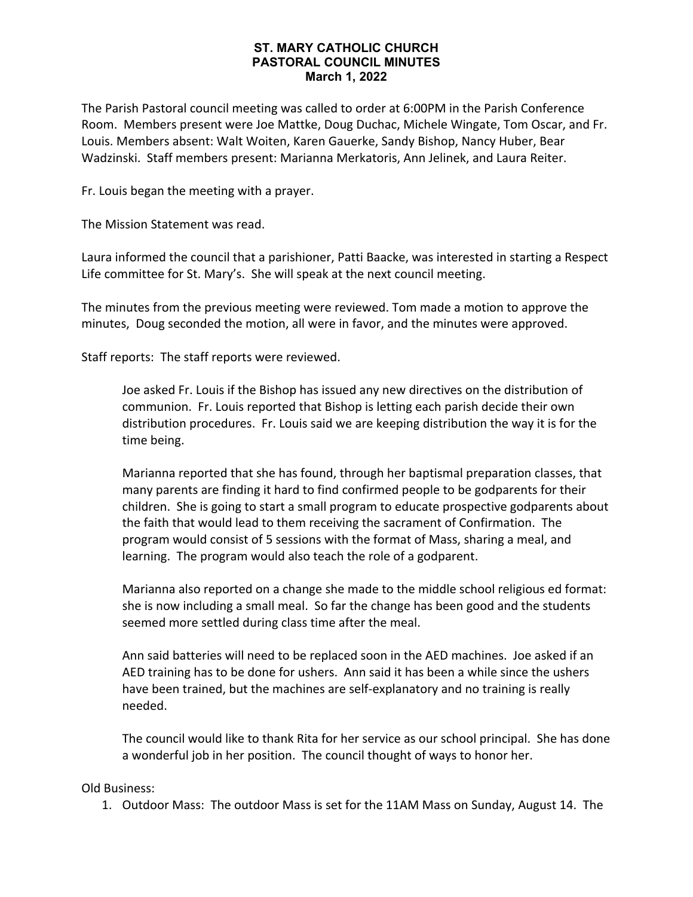# ST. MARY CATHOLIC CHURCH
## PASTORAL COUNCIL MINUTES
### March 1, 2022

The Parish Pastoral council meeting was called to order at 6:00PM in the Parish Conference Room. Members present were Joe Mattke, Doug Duchac, Michele Wingate, Tom Oscar, and Fr. Louis. Members absent: Walt Woiten, Karen Gauerke, Sandy Bishop, Nancy Huber, Bear Wadzinski. Staff members present: Marianna Merkatoris, Ann Jelinek, and Laura Reiter.

Fr. Louis began the meeting with a prayer.

The Mission Statement was read.

Laura informed the council that a parishioner, Patti Baacke, was interested in starting a Respect Life committee for St. Mary's. She will speak at the next council meeting.

The minutes from the previous meeting were reviewed. Tom made a motion to approve the minutes, Doug seconded the motion, all were in favor, and the minutes were approved.

Staff reports: The staff reports were reviewed.

> Joe asked Fr. Louis if the Bishop has issued any new directives on the distribution of communion. Fr. Louis reported that Bishop is letting each parish decide their own distribution procedures. Fr. Louis said we are keeping distribution the way it is for the time being.
>
> Marianna reported that she has found, through her baptismal preparation classes, that many parents are finding it hard to find confirmed people to be godparents for their children. She is going to start a small program to educate prospective godparents about the faith that would lead to them receiving the sacrament of Confirmation. The program would consist of 5 sessions with the format of Mass, sharing a meal, and learning. The program would also teach the role of a godparent.
>
> Marianna also reported on a change she made to the middle school religious ed format: she is now including a small meal. So far the change has been good and the students seemed more settled during class time after the meal.
>
> Ann said batteries will need to be replaced soon in the AED machines. Joe asked if an AED training has to be done for ushers. Ann said it has been a while since the ushers have been trained, but the machines are self-explanatory and no training is really needed.
>
> The council would like to thank Rita for her service as our school principal. She has done a wonderful job in her position. The council thought of ways to honor her.

Old Business:

1. Outdoor Mass: The outdoor Mass is set for the 11AM Mass on Sunday, August 14. The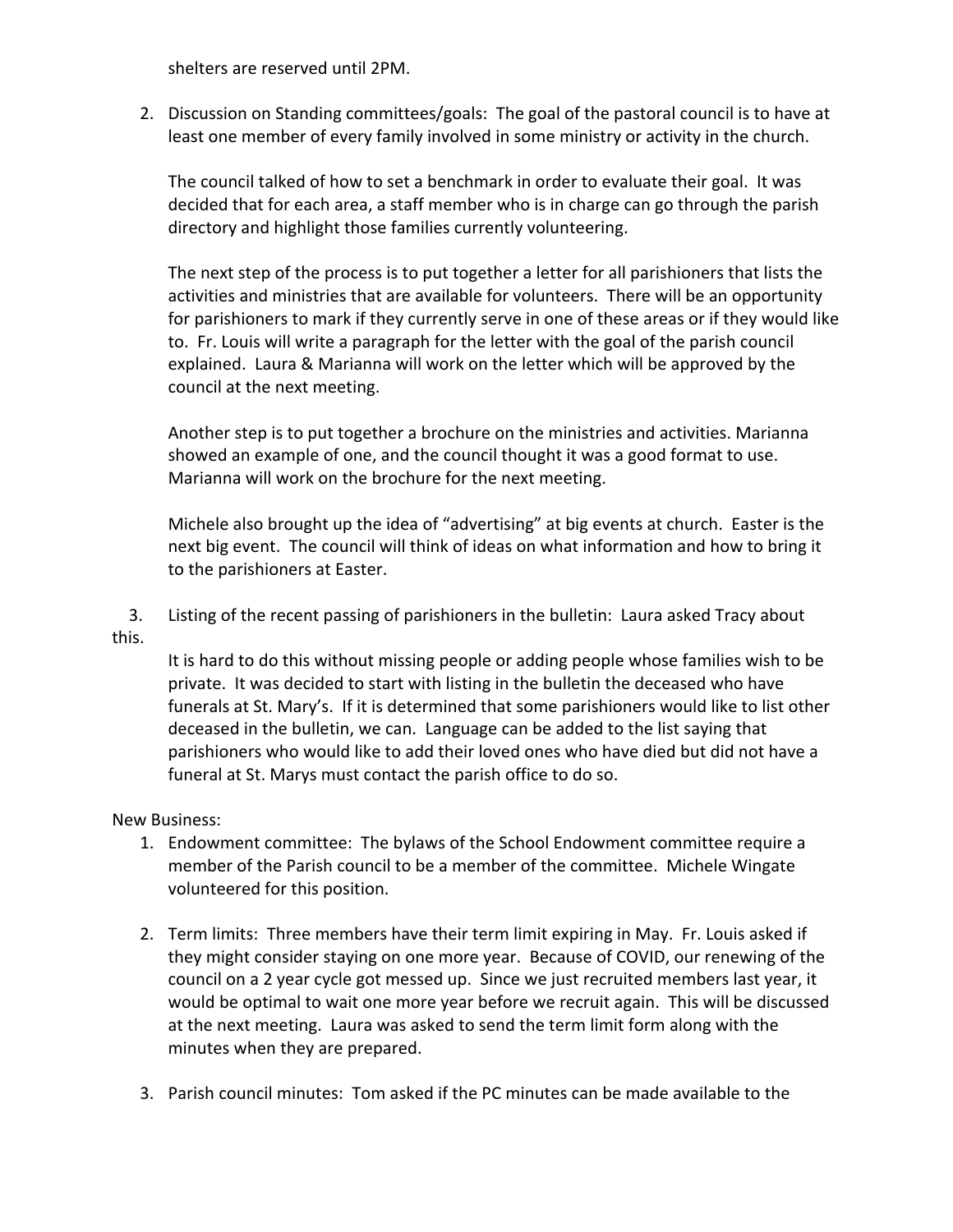shelters are reserved until 2PM.

2. Discussion on Standing committees/goals: The goal of the pastoral council is to have at least one member of every family involved in some ministry or activity in the church.

   The council talked of how to set a benchmark in order to evaluate their goal. It was decided that for each area, a staff member who is in charge can go through the parish directory and highlight those families currently volunteering.

   The next step of the process is to put together a letter for all parishioners that lists the activities and ministries that are available for volunteers. There will be an opportunity for parishioners to mark if they currently serve in one of these areas or if they would like to. Fr. Louis will write a paragraph for the letter with the goal of the parish council explained. Laura & Marianna will work on the letter which will be approved by the council at the next meeting.

   Another step is to put together a brochure on the ministries and activities. Marianna showed an example of one, and the council thought it was a good format to use. Marianna will work on the brochure for the next meeting.

   Michele also brought up the idea of "advertising" at big events at church. Easter is the next big event. The council will think of ideas on what information and how to bring it to the parishioners at Easter.

3. Listing of the recent passing of parishioners in the bulletin: Laura asked Tracy about this.

   It is hard to do this without missing people or adding people whose families wish to be private. It was decided to start with listing in the bulletin the deceased who have funerals at St. Mary's. If it is determined that some parishioners would like to list other deceased in the bulletin, we can. Language can be added to the list saying that parishioners who would like to add their loved ones who have died but did not have a funeral at St. Marys must contact the parish office to do so.

New Business:

1. Endowment committee: The bylaws of the School Endowment committee require a member of the Parish council to be a member of the committee. Michele Wingate volunteered for this position.

2. Term limits: Three members have their term limit expiring in May. Fr. Louis asked if they might consider staying on one more year. Because of COVID, our renewing of the council on a 2 year cycle got messed up. Since we just recruited members last year, it would be optimal to wait one more year before we recruit again. This will be discussed at the next meeting. Laura was asked to send the term limit form along with the minutes when they are prepared.

3. Parish council minutes: Tom asked if the PC minutes can be made available to the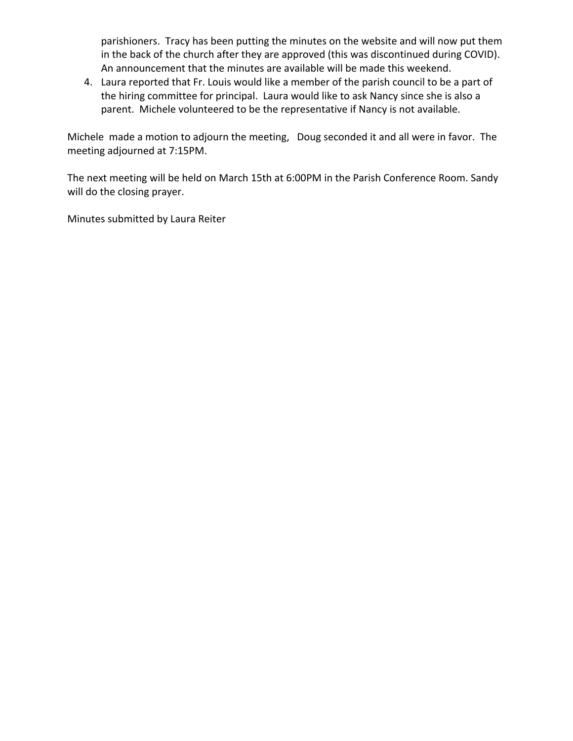parishioners. Tracy has been putting the minutes on the website and will now put them in the back of the church after they are approved (this was discontinued during COVID). An announcement that the minutes are available will be made this weekend.

4. Laura reported that Fr. Louis would like a member of the parish council to be a part of the hiring committee for principal. Laura would like to ask Nancy since she is also a parent. Michele volunteered to be the representative if Nancy is not available.

Michele made a motion to adjourn the meeting, Doug seconded it and all were in favor. The meeting adjourned at 7:15PM.

The next meeting will be held on March 15th at 6:00PM in the Parish Conference Room. Sandy will do the closing prayer.

Minutes submitted by Laura Reiter